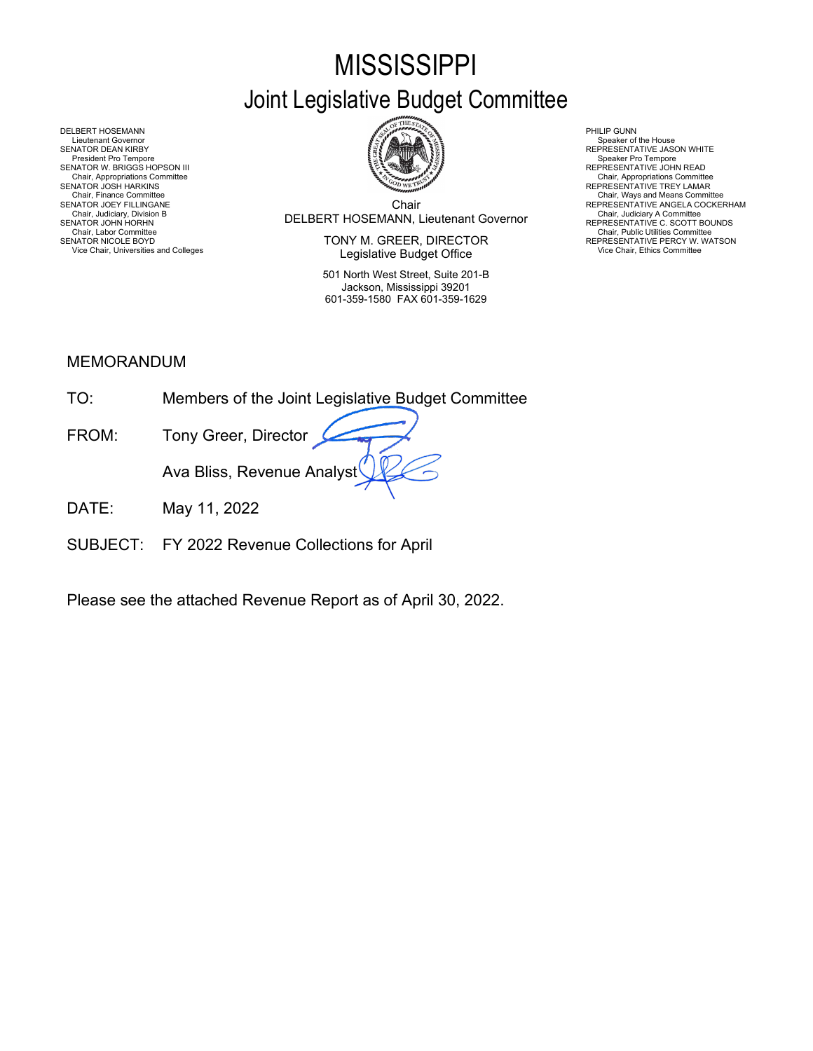# MISSISSIPPI

## Joint Legislative Budget Committee

DELBERT HOSEMANN
Lieutenant Governor
SENATOR DEAN KIRBY
President Pro Tempore
SENATOR W. BRIGGS HOPSON III
Chair, Appropriations Committee
SENATOR JOSH HARKINS
Chair, Finance Committee
SENATOR JOEY FILLINGANE
Chair, Judiciary, Division B
SENATOR JOHN HORHN
Chair, Labor Committee
SENATOR NICOLE BOYD
Vice Chair, Universities and Colleges

Chair
DELBERT HOSEMANN, Lieutenant Governor

TONY M. GREER, DIRECTOR
Legislative Budget Office

501 North West Street, Suite 201-B
Jackson, Mississippi 39201
601-359-1580 FAX 601-359-1629

PHILIP GUNN
Speaker of the House
REPRESENTATIVE JASON WHITE
Speaker Pro Tempore
REPRESENTATIVE JOHN READ
Chair, Appropriations Committee
REPRESENTATIVE TREY LAMAR
Chair, Ways and Means Committee
REPRESENTATIVE ANGELA COCKERHAM
Chair, Judiciary A Committee
REPRESENTATIVE C. SCOTT BOUNDS
Chair, Public Utilities Committee
REPRESENTATIVE PERCY W. WATSON
Vice Chair, Ethics Committee

MEMORANDUM

TO: Members of the Joint Legislative Budget Committee

FROM: Tony Greer, Director
Ava Bliss, Revenue Analyst

DATE: May 11, 2022

SUBJECT: FY 2022 Revenue Collections for April

Please see the attached Revenue Report as of April 30, 2022.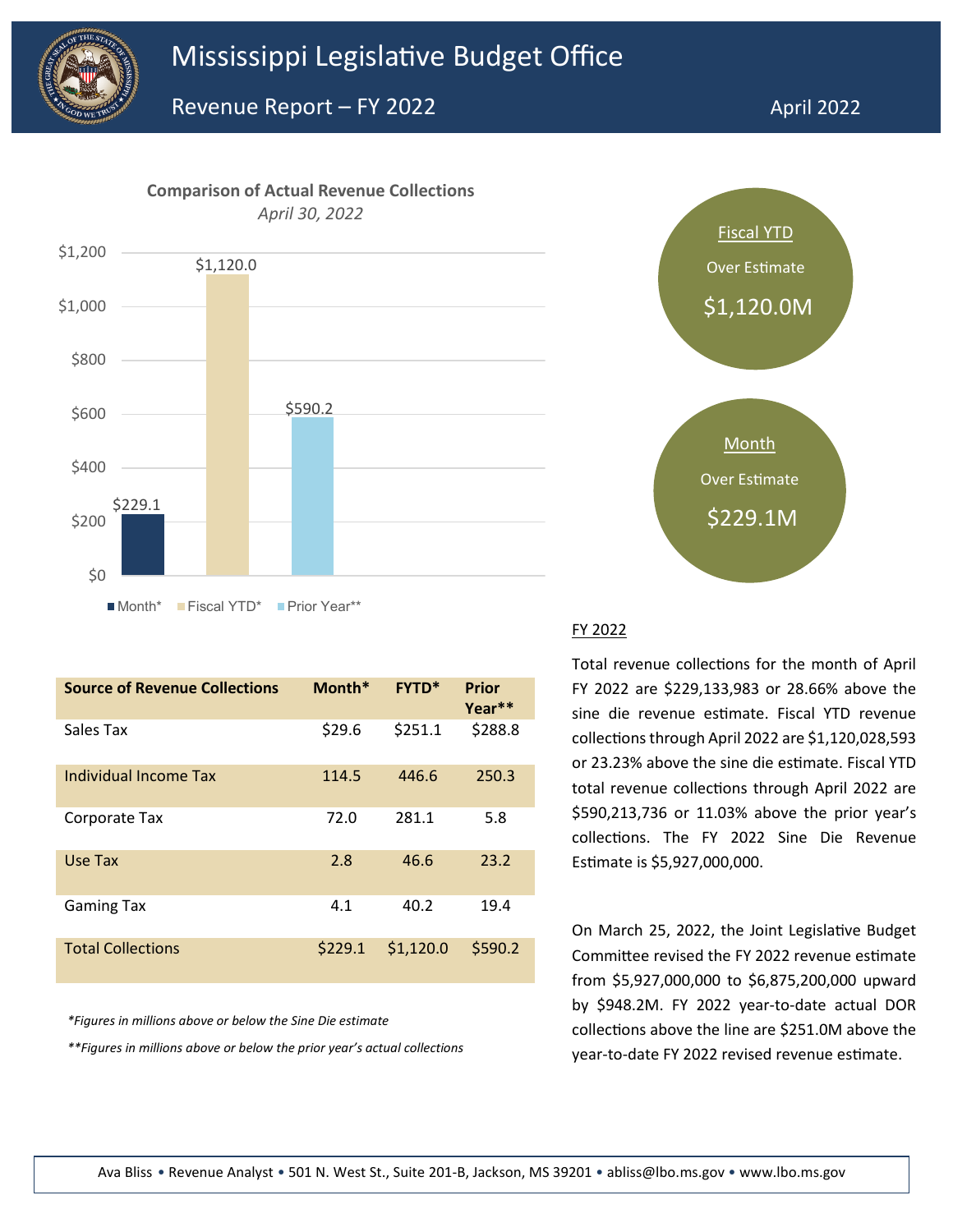# Mississippi Legislative Budget Office

## Revenue Report – FY 2022

April 2022

**Comparison of Actual Revenue Collections**

*April 30, 2022*

| | Month* | Fiscal YTD* | Prior Year** |
|---|---|---|---|
| Value | $229.1 | $1,120.0 | $590.2 |

**Fiscal YTD**
Over Estimate
$1,120.0M

**Month**
Over Estimate
$229.1M

| Source of Revenue Collections | Month* | FYTD* | Prior Year** |
|---|---|---|---|
| Sales Tax | $29.6 | $251.1 | $288.8 |
| Individual Income Tax | 114.5 | 446.6 | 250.3 |
| Corporate Tax | 72.0 | 281.1 | 5.8 |
| Use Tax | 2.8 | 46.6 | 23.2 |
| Gaming Tax | 4.1 | 40.2 | 19.4 |
| Total Collections | $229.1 | $1,120.0 | $590.2 |

*\*Figures in millions above or below the Sine Die estimate*

*\*\*Figures in millions above or below the prior year's actual collections*

### FY 2022

Total revenue collections for the month of April FY 2022 are $229,133,983 or 28.66% above the sine die revenue estimate. Fiscal YTD revenue collections through April 2022 are $1,120,028,593 or 23.23% above the sine die estimate. Fiscal YTD total revenue collections through April 2022 are $590,213,736 or 11.03% above the prior year's collections. The FY 2022 Sine Die Revenue Estimate is $5,927,000,000.

On March 25, 2022, the Joint Legislative Budget Committee revised the FY 2022 revenue estimate from $5,927,000,000 to $6,875,200,000 upward by $948.2M. FY 2022 year-to-date actual DOR collections above the line are $251.0M above the year-to-date FY 2022 revised revenue estimate.

Ava Bliss • Revenue Analyst • 501 N. West St., Suite 201-B, Jackson, MS 39201 • abliss@lbo.ms.gov • www.lbo.ms.gov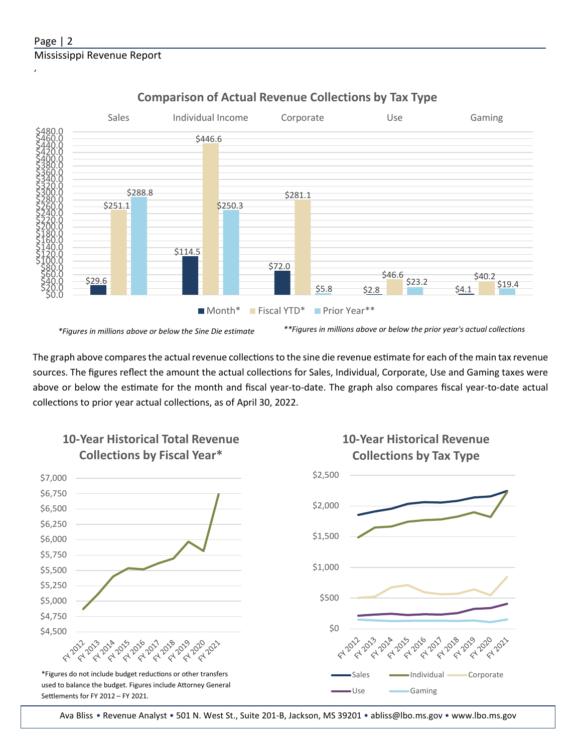## Comparison of Actual Revenue Collections by Tax Type

| | Month* | Fiscal YTD* | Prior Year** |
|---|---|---|---|
| Sales | $29.6 | $251.1 | $288.8 |
| Individual Income | $114.5 | $446.6 | $250.3 |
| Corporate | $72.0 | $281.1 | $5.8 |
| Use | $2.8 | $46.6 | $23.2 |
| Gaming | $4.1 | $40.2 | $19.4 |

*\*Figures in millions above or below the Sine Die estimate*

*\*\*Figures in millions above or below the prior year's actual collections*

The graph above compares the actual revenue collections to the sine die revenue estimate for each of the main tax revenue sources. The figures reflect the amount the actual collections for Sales, Individual, Corporate, Use and Gaming taxes were above or below the estimate for the month and fiscal year-to-date. The graph also compares fiscal year-to-date actual collections to prior year actual collections, as of April 30, 2022.

## 10-Year Historical Total Revenue Collections by Fiscal Year*

*Figures do not include budget reductions or other transfers used to balance the budget. Figures include Attorney General Settlements for FY 2012 – FY 2021.

## 10-Year Historical Revenue Collections by Tax Type

Sales, Individual, Corporate, Use, Gaming

Ava Bliss • Revenue Analyst • 501 N. West St., Suite 201-B, Jackson, MS 39201 • abliss@lbo.ms.gov • www.lbo.ms.gov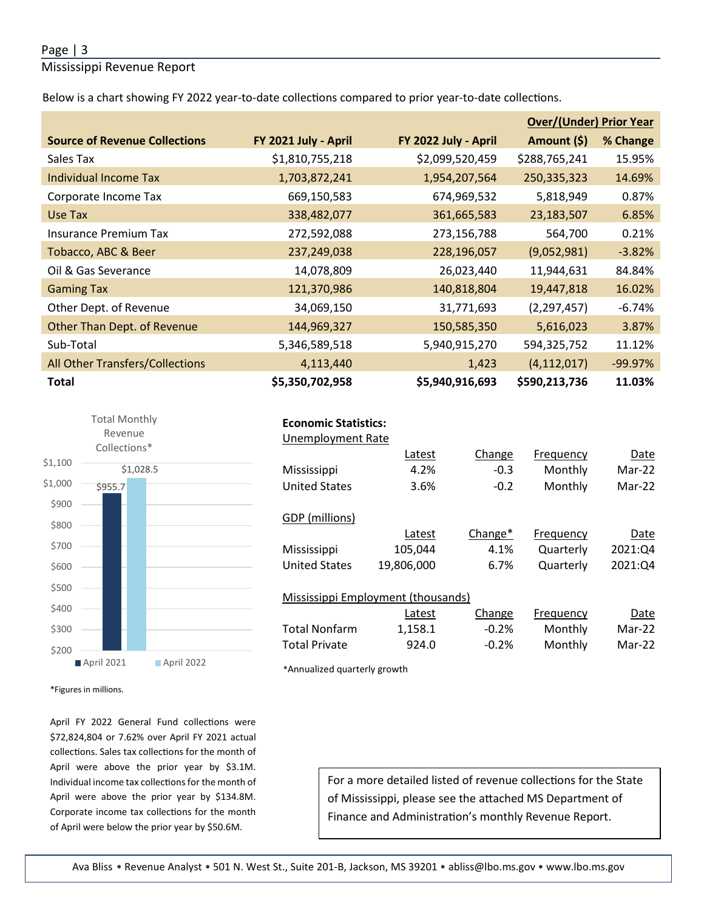Below is a chart showing FY 2022 year-to-date collections compared to prior year-to-date collections.

| Source of Revenue Collections | FY 2021 July - April | FY 2022 July - April | Over/(Under) Prior Year Amount ($) | % Change |
|---|---|---|---|---|
| Sales Tax | $1,810,755,218 | $2,099,520,459 | $288,765,241 | 15.95% |
| Individual Income Tax | 1,703,872,241 | 1,954,207,564 | 250,335,323 | 14.69% |
| Corporate Income Tax | 669,150,583 | 674,969,532 | 5,818,949 | 0.87% |
| Use Tax | 338,482,077 | 361,665,583 | 23,183,507 | 6.85% |
| Insurance Premium Tax | 272,592,088 | 273,156,788 | 564,700 | 0.21% |
| Tobacco, ABC & Beer | 237,249,038 | 228,196,057 | (9,052,981) | -3.82% |
| Oil & Gas Severance | 14,078,809 | 26,023,440 | 11,944,631 | 84.84% |
| Gaming Tax | 121,370,986 | 140,818,804 | 19,447,818 | 16.02% |
| Other Dept. of Revenue | 34,069,150 | 31,771,693 | (2,297,457) | -6.74% |
| Other Than Dept. of Revenue | 144,969,327 | 150,585,350 | 5,616,023 | 3.87% |
| Sub-Total | 5,346,589,518 | 5,940,915,270 | 594,325,752 | 11.12% |
| All Other Transfers/Collections | 4,113,440 | 1,423 | (4,112,017) | -99.97% |
| **Total** | **$5,350,702,958** | **$5,940,916,693** | **$590,213,736** | **11.03%** |

Total Monthly Revenue Collections*

| | April 2021 | April 2022 |
|---|---|---|
| Total Monthly Revenue Collections | $955.7 | $1,028.5 |

*Figures in millions.

April FY 2022 General Fund collections were $72,824,804 or 7.62% over April FY 2021 actual collections. Sales tax collections for the month of April were above the prior year by $3.1M. Individual income tax collections for the month of April were above the prior year by $134.8M. Corporate income tax collections for the month of April were below the prior year by $50.6M.

**Economic Statistics:**

Unemployment Rate

| | Latest | Change | Frequency | Date |
|---|---|---|---|---|
| Mississippi | 4.2% | -0.3 | Monthly | Mar-22 |
| United States | 3.6% | -0.2 | Monthly | Mar-22 |

GDP (millions)

| | Latest | Change* | Frequency | Date |
|---|---|---|---|---|
| Mississippi | 105,044 | 4.1% | Quarterly | 2021:Q4 |
| United States | 19,806,000 | 6.7% | Quarterly | 2021:Q4 |

Mississippi Employment (thousands)

| | Latest | Change | Frequency | Date |
|---|---|---|---|---|
| Total Nonfarm | 1,158.1 | -0.2% | Monthly | Mar-22 |
| Total Private | 924.0 | -0.2% | Monthly | Mar-22 |

*Annualized quarterly growth

For a more detailed listed of revenue collections for the State of Mississippi, please see the attached MS Department of Finance and Administration's monthly Revenue Report.

Ava Bliss • Revenue Analyst • 501 N. West St., Suite 201-B, Jackson, MS 39201 • abliss@lbo.ms.gov • www.lbo.ms.gov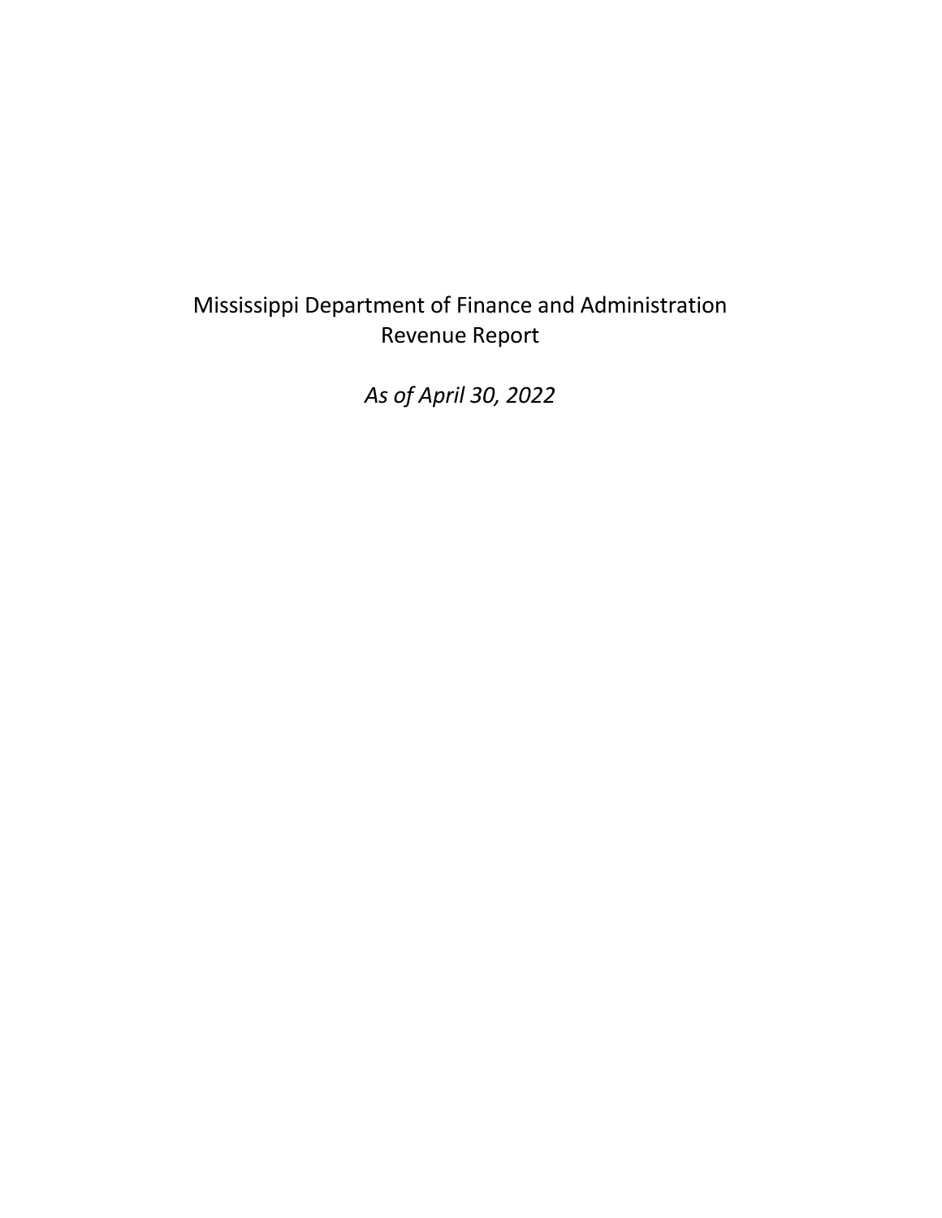# Mississippi Department of Finance and Administration
# Revenue Report

*As of April 30, 2022*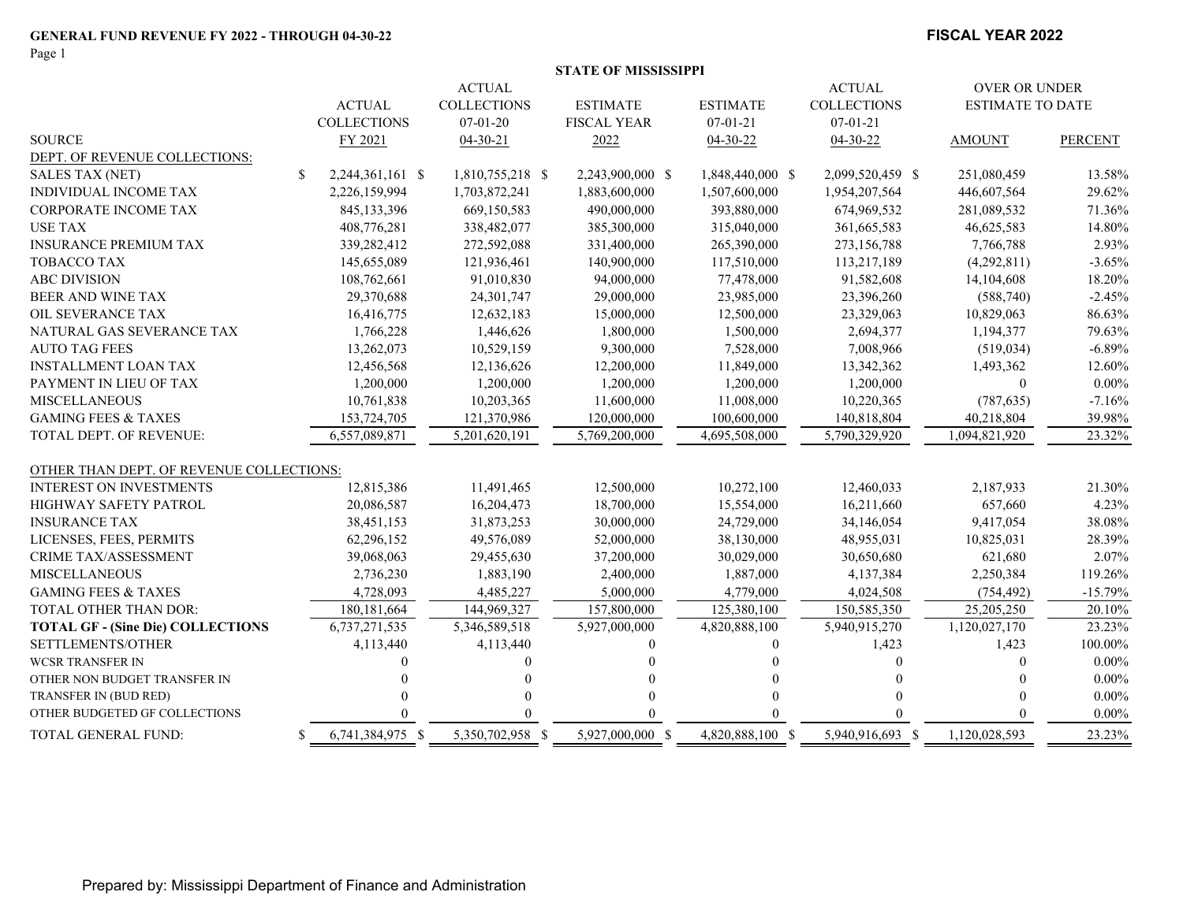**GENERAL FUND REVENUE FY 2022 - THROUGH 04-30-22**

**FISCAL YEAR 2022**

**STATE OF MISSISSIPPI**

| SOURCE | ACTUAL COLLECTIONS FY 2021 | ACTUAL COLLECTIONS 07-01-20 04-30-21 | ESTIMATE FISCAL YEAR 2022 | ESTIMATE 07-01-21 04-30-22 | ACTUAL COLLECTIONS 07-01-21 04-30-22 | OVER OR UNDER ESTIMATE TO DATE AMOUNT | PERCENT |
|---|---|---|---|---|---|---|---|
| DEPT. OF REVENUE COLLECTIONS: | | | | | | | |
| SALES TAX (NET) | $ 2,244,361,161 | $ 1,810,755,218 | $ 2,243,900,000 | $ 1,848,440,000 | $ 2,099,520,459 | $ 251,080,459 | 13.58% |
| INDIVIDUAL INCOME TAX | 2,226,159,994 | 1,703,872,241 | 1,883,600,000 | 1,507,600,000 | 1,954,207,564 | 446,607,564 | 29.62% |
| CORPORATE INCOME TAX | 845,133,396 | 669,150,583 | 490,000,000 | 393,880,000 | 674,969,532 | 281,089,532 | 71.36% |
| USE TAX | 408,776,281 | 338,482,077 | 385,300,000 | 315,040,000 | 361,665,583 | 46,625,583 | 14.80% |
| INSURANCE PREMIUM TAX | 339,282,412 | 272,592,088 | 331,400,000 | 265,390,000 | 273,156,788 | 7,766,788 | 2.93% |
| TOBACCO TAX | 145,655,089 | 121,936,461 | 140,900,000 | 117,510,000 | 113,217,189 | (4,292,811) | -3.65% |
| ABC DIVISION | 108,762,661 | 91,010,830 | 94,000,000 | 77,478,000 | 91,582,608 | 14,104,608 | 18.20% |
| BEER AND WINE TAX | 29,370,688 | 24,301,747 | 29,000,000 | 23,985,000 | 23,396,260 | (588,740) | -2.45% |
| OIL SEVERANCE TAX | 16,416,775 | 12,632,183 | 15,000,000 | 12,500,000 | 23,329,063 | 10,829,063 | 86.63% |
| NATURAL GAS SEVERANCE TAX | 1,766,228 | 1,446,626 | 1,800,000 | 1,500,000 | 2,694,377 | 1,194,377 | 79.63% |
| AUTO TAG FEES | 13,262,073 | 10,529,159 | 9,300,000 | 7,528,000 | 7,008,966 | (519,034) | -6.89% |
| INSTALLMENT LOAN TAX | 12,456,568 | 12,136,626 | 12,200,000 | 11,849,000 | 13,342,362 | 1,493,362 | 12.60% |
| PAYMENT IN LIEU OF TAX | 1,200,000 | 1,200,000 | 1,200,000 | 1,200,000 | 1,200,000 | 0 | 0.00% |
| MISCELLANEOUS | 10,761,838 | 10,203,365 | 11,600,000 | 11,008,000 | 10,220,365 | (787,635) | -7.16% |
| GAMING FEES & TAXES | 153,724,705 | 121,370,986 | 120,000,000 | 100,600,000 | 140,818,804 | 40,218,804 | 39.98% |
| TOTAL DEPT. OF REVENUE: | 6,557,089,871 | 5,201,620,191 | 5,769,200,000 | 4,695,508,000 | 5,790,329,920 | 1,094,821,920 | 23.32% |
| OTHER THAN DEPT. OF REVENUE COLLECTIONS: | | | | | | | |
| INTEREST ON INVESTMENTS | 12,815,386 | 11,491,465 | 12,500,000 | 10,272,100 | 12,460,033 | 2,187,933 | 21.30% |
| HIGHWAY SAFETY PATROL | 20,086,587 | 16,204,473 | 18,700,000 | 15,554,000 | 16,211,660 | 657,660 | 4.23% |
| INSURANCE TAX | 38,451,153 | 31,873,253 | 30,000,000 | 24,729,000 | 34,146,054 | 9,417,054 | 38.08% |
| LICENSES, FEES, PERMITS | 62,296,152 | 49,576,089 | 52,000,000 | 38,130,000 | 48,955,031 | 10,825,031 | 28.39% |
| CRIME TAX/ASSESSMENT | 39,068,063 | 29,455,630 | 37,200,000 | 30,029,000 | 30,650,680 | 621,680 | 2.07% |
| MISCELLANEOUS | 2,736,230 | 1,883,190 | 2,400,000 | 1,887,000 | 4,137,384 | 2,250,384 | 119.26% |
| GAMING FEES & TAXES | 4,728,093 | 4,485,227 | 5,000,000 | 4,779,000 | 4,024,508 | (754,492) | -15.79% |
| TOTAL OTHER THAN DOR: | 180,181,664 | 144,969,327 | 157,800,000 | 125,380,100 | 150,585,350 | 25,205,250 | 20.10% |
| **TOTAL GF - (Sine Die) COLLECTIONS** | 6,737,271,535 | 5,346,589,518 | 5,927,000,000 | 4,820,888,100 | 5,940,915,270 | 1,120,027,170 | 23.23% |
| SETTLEMENTS/OTHER | 4,113,440 | 4,113,440 | 0 | 0 | 1,423 | 1,423 | 100.00% |
| WCSR TRANSFER IN | 0 | 0 | 0 | 0 | 0 | 0 | 0.00% |
| OTHER NON BUDGET TRANSFER IN | 0 | 0 | 0 | 0 | 0 | 0 | 0.00% |
| TRANSFER IN (BUD RED) | 0 | 0 | 0 | 0 | 0 | 0 | 0.00% |
| OTHER BUDGETED GF COLLECTIONS | 0 | 0 | 0 | 0 | 0 | 0 | 0.00% |
| TOTAL GENERAL FUND: | $ 6,741,384,975 | $ 5,350,702,958 | $ 5,927,000,000 | $ 4,820,888,100 | $ 5,940,916,693 | $ 1,120,028,593 | 23.23% |

Prepared by: Mississippi Department of Finance and Administration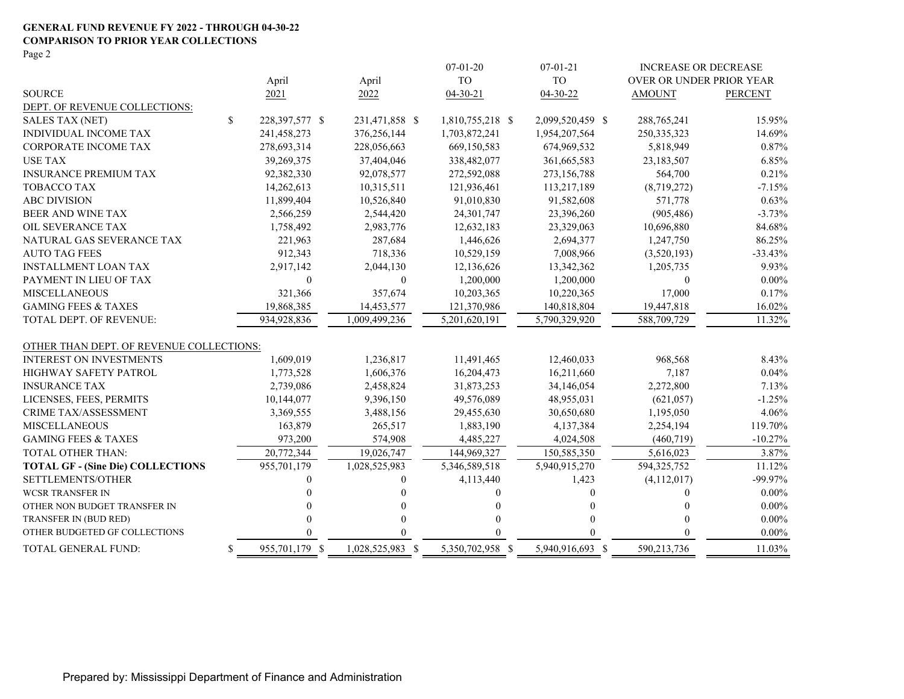**GENERAL FUND REVENUE FY 2022 - THROUGH 04-30-22**
**COMPARISON TO PRIOR YEAR COLLECTIONS**

Page 2

| SOURCE | April 2021 | April 2022 | 07-01-20 TO 04-30-21 | 07-01-21 TO 04-30-22 | INCREASE OR DECREASE OVER OR UNDER PRIOR YEAR AMOUNT | PERCENT |
|---|---|---|---|---|---|---|
| DEPT. OF REVENUE COLLECTIONS: | | | | | | |
| SALES TAX (NET) | $ 228,397,577 | $ 231,471,858 | $ 1,810,755,218 | $ 2,099,520,459 | $ 288,765,241 | 15.95% |
| INDIVIDUAL INCOME TAX | 241,458,273 | 376,256,144 | 1,703,872,241 | 1,954,207,564 | 250,335,323 | 14.69% |
| CORPORATE INCOME TAX | 278,693,314 | 228,056,663 | 669,150,583 | 674,969,532 | 5,818,949 | 0.87% |
| USE TAX | 39,269,375 | 37,404,046 | 338,482,077 | 361,665,583 | 23,183,507 | 6.85% |
| INSURANCE PREMIUM TAX | 92,382,330 | 92,078,577 | 272,592,088 | 273,156,788 | 564,700 | 0.21% |
| TOBACCO TAX | 14,262,613 | 10,315,511 | 121,936,461 | 113,217,189 | (8,719,272) | -7.15% |
| ABC DIVISION | 11,899,404 | 10,526,840 | 91,010,830 | 91,582,608 | 571,778 | 0.63% |
| BEER AND WINE TAX | 2,566,259 | 2,544,420 | 24,301,747 | 23,396,260 | (905,486) | -3.73% |
| OIL SEVERANCE TAX | 1,758,492 | 2,983,776 | 12,632,183 | 23,329,063 | 10,696,880 | 84.68% |
| NATURAL GAS SEVERANCE TAX | 221,963 | 287,684 | 1,446,626 | 2,694,377 | 1,247,750 | 86.25% |
| AUTO TAG FEES | 912,343 | 718,336 | 10,529,159 | 7,008,966 | (3,520,193) | -33.43% |
| INSTALLMENT LOAN TAX | 2,917,142 | 2,044,130 | 12,136,626 | 13,342,362 | 1,205,735 | 9.93% |
| PAYMENT IN LIEU OF TAX | 0 | 0 | 1,200,000 | 1,200,000 | 0 | 0.00% |
| MISCELLANEOUS | 321,366 | 357,674 | 10,203,365 | 10,220,365 | 17,000 | 0.17% |
| GAMING FEES & TAXES | 19,868,385 | 14,453,577 | 121,370,986 | 140,818,804 | 19,447,818 | 16.02% |
| TOTAL DEPT. OF REVENUE: | 934,928,836 | 1,009,499,236 | 5,201,620,191 | 5,790,329,920 | 588,709,729 | 11.32% |
| OTHER THAN DEPT. OF REVENUE COLLECTIONS: | | | | | | |
| INTEREST ON INVESTMENTS | 1,609,019 | 1,236,817 | 11,491,465 | 12,460,033 | 968,568 | 8.43% |
| HIGHWAY SAFETY PATROL | 1,773,528 | 1,606,376 | 16,204,473 | 16,211,660 | 7,187 | 0.04% |
| INSURANCE TAX | 2,739,086 | 2,458,824 | 31,873,253 | 34,146,054 | 2,272,800 | 7.13% |
| LICENSES, FEES, PERMITS | 10,144,077 | 9,396,150 | 49,576,089 | 48,955,031 | (621,057) | -1.25% |
| CRIME TAX/ASSESSMENT | 3,369,555 | 3,488,156 | 29,455,630 | 30,650,680 | 1,195,050 | 4.06% |
| MISCELLANEOUS | 163,879 | 265,517 | 1,883,190 | 4,137,384 | 2,254,194 | 119.70% |
| GAMING FEES & TAXES | 973,200 | 574,908 | 4,485,227 | 4,024,508 | (460,719) | -10.27% |
| TOTAL OTHER THAN: | 20,772,344 | 19,026,747 | 144,969,327 | 150,585,350 | 5,616,023 | 3.87% |
| **TOTAL GF - (Sine Die) COLLECTIONS** | 955,701,179 | 1,028,525,983 | 5,346,589,518 | 5,940,915,270 | 594,325,752 | 11.12% |
| SETTLEMENTS/OTHER | 0 | 0 | 4,113,440 | 1,423 | (4,112,017) | -99.97% |
| WCSR TRANSFER IN | 0 | 0 | 0 | 0 | 0 | 0.00% |
| OTHER NON BUDGET TRANSFER IN | 0 | 0 | 0 | 0 | 0 | 0.00% |
| TRANSFER IN (BUD RED) | 0 | 0 | 0 | 0 | 0 | 0.00% |
| OTHER BUDGETED GF COLLECTIONS | 0 | 0 | 0 | 0 | 0 | 0.00% |
| TOTAL GENERAL FUND: | $ 955,701,179 | $ 1,028,525,983 | $ 5,350,702,958 | $ 5,940,916,693 | $ 590,213,736 | 11.03% |

Prepared by: Mississippi Department of Finance and Administration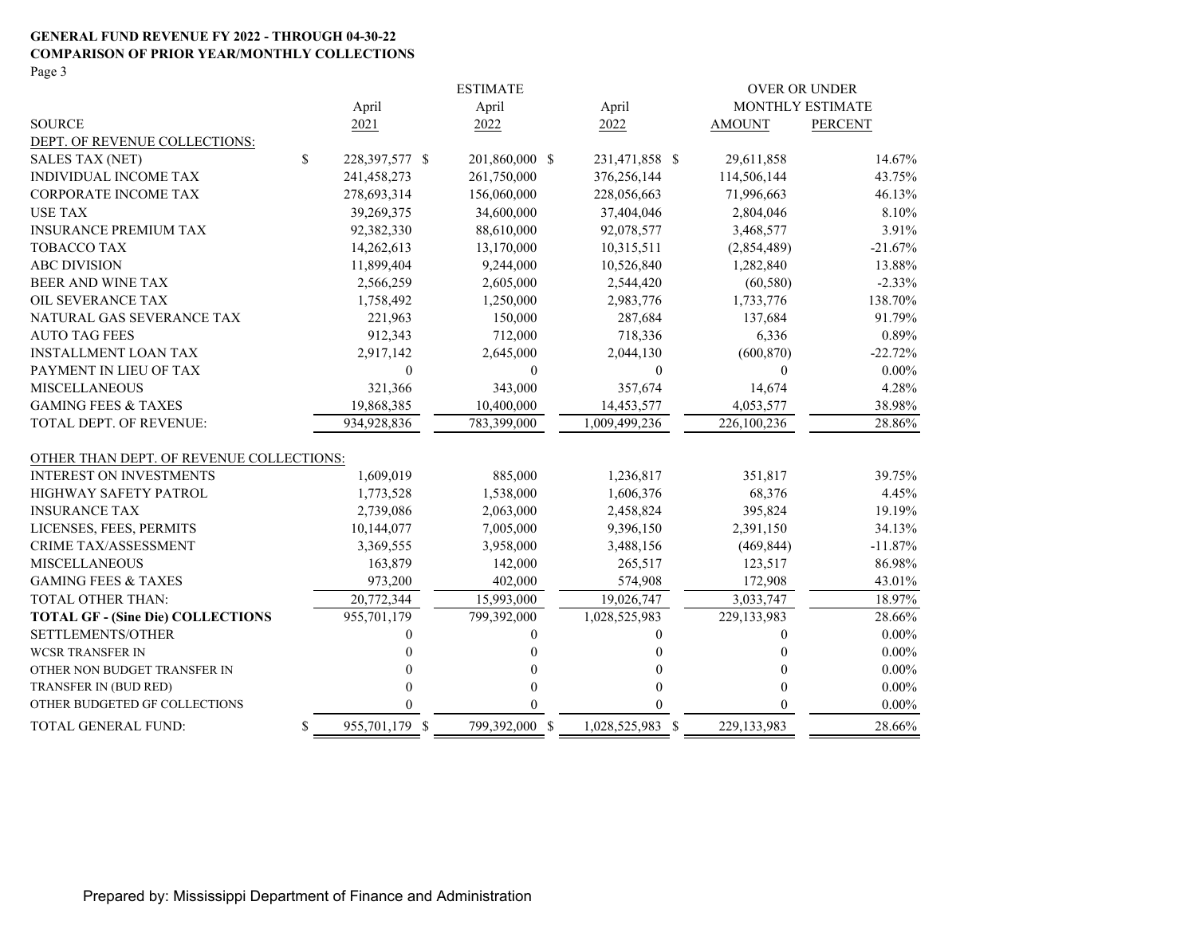**GENERAL FUND REVENUE FY 2022 - THROUGH 04-30-22**

**COMPARISON OF PRIOR YEAR/MONTHLY COLLECTIONS**

Page 3

| SOURCE | April 2021 | ESTIMATE April 2022 | April 2022 | OVER OR UNDER MONTHLY ESTIMATE AMOUNT | PERCENT |
|---|---|---|---|---|---|
| DEPT. OF REVENUE COLLECTIONS: | | | | | |
| SALES TAX (NET) | $ 228,397,577 | $ 201,860,000 | $ 231,471,858 | $ 29,611,858 | 14.67% |
| INDIVIDUAL INCOME TAX | 241,458,273 | 261,750,000 | 376,256,144 | 114,506,144 | 43.75% |
| CORPORATE INCOME TAX | 278,693,314 | 156,060,000 | 228,056,663 | 71,996,663 | 46.13% |
| USE TAX | 39,269,375 | 34,600,000 | 37,404,046 | 2,804,046 | 8.10% |
| INSURANCE PREMIUM TAX | 92,382,330 | 88,610,000 | 92,078,577 | 3,468,577 | 3.91% |
| TOBACCO TAX | 14,262,613 | 13,170,000 | 10,315,511 | (2,854,489) | -21.67% |
| ABC DIVISION | 11,899,404 | 9,244,000 | 10,526,840 | 1,282,840 | 13.88% |
| BEER AND WINE TAX | 2,566,259 | 2,605,000 | 2,544,420 | (60,580) | -2.33% |
| OIL SEVERANCE TAX | 1,758,492 | 1,250,000 | 2,983,776 | 1,733,776 | 138.70% |
| NATURAL GAS SEVERANCE TAX | 221,963 | 150,000 | 287,684 | 137,684 | 91.79% |
| AUTO TAG FEES | 912,343 | 712,000 | 718,336 | 6,336 | 0.89% |
| INSTALLMENT LOAN TAX | 2,917,142 | 2,645,000 | 2,044,130 | (600,870) | -22.72% |
| PAYMENT IN LIEU OF TAX | 0 | 0 | 0 | 0 | 0.00% |
| MISCELLANEOUS | 321,366 | 343,000 | 357,674 | 14,674 | 4.28% |
| GAMING FEES & TAXES | 19,868,385 | 10,400,000 | 14,453,577 | 4,053,577 | 38.98% |
| TOTAL DEPT. OF REVENUE: | 934,928,836 | 783,399,000 | 1,009,499,236 | 226,100,236 | 28.86% |
| OTHER THAN DEPT. OF REVENUE COLLECTIONS: | | | | | |
| INTEREST ON INVESTMENTS | 1,609,019 | 885,000 | 1,236,817 | 351,817 | 39.75% |
| HIGHWAY SAFETY PATROL | 1,773,528 | 1,538,000 | 1,606,376 | 68,376 | 4.45% |
| INSURANCE TAX | 2,739,086 | 2,063,000 | 2,458,824 | 395,824 | 19.19% |
| LICENSES, FEES, PERMITS | 10,144,077 | 7,005,000 | 9,396,150 | 2,391,150 | 34.13% |
| CRIME TAX/ASSESSMENT | 3,369,555 | 3,958,000 | 3,488,156 | (469,844) | -11.87% |
| MISCELLANEOUS | 163,879 | 142,000 | 265,517 | 123,517 | 86.98% |
| GAMING FEES & TAXES | 973,200 | 402,000 | 574,908 | 172,908 | 43.01% |
| TOTAL OTHER THAN: | 20,772,344 | 15,993,000 | 19,026,747 | 3,033,747 | 18.97% |
| **TOTAL GF - (Sine Die) COLLECTIONS** | 955,701,179 | 799,392,000 | 1,028,525,983 | 229,133,983 | 28.66% |
| SETTLEMENTS/OTHER | 0 | 0 | 0 | 0 | 0.00% |
| WCSR TRANSFER IN | 0 | 0 | 0 | 0 | 0.00% |
| OTHER NON BUDGET TRANSFER IN | 0 | 0 | 0 | 0 | 0.00% |
| TRANSFER IN (BUD RED) | 0 | 0 | 0 | 0 | 0.00% |
| OTHER BUDGETED GF COLLECTIONS | 0 | 0 | 0 | 0 | 0.00% |
| TOTAL GENERAL FUND: | $ 955,701,179 | $ 799,392,000 | $ 1,028,525,983 | $ 229,133,983 | 28.66% |

Prepared by: Mississippi Department of Finance and Administration